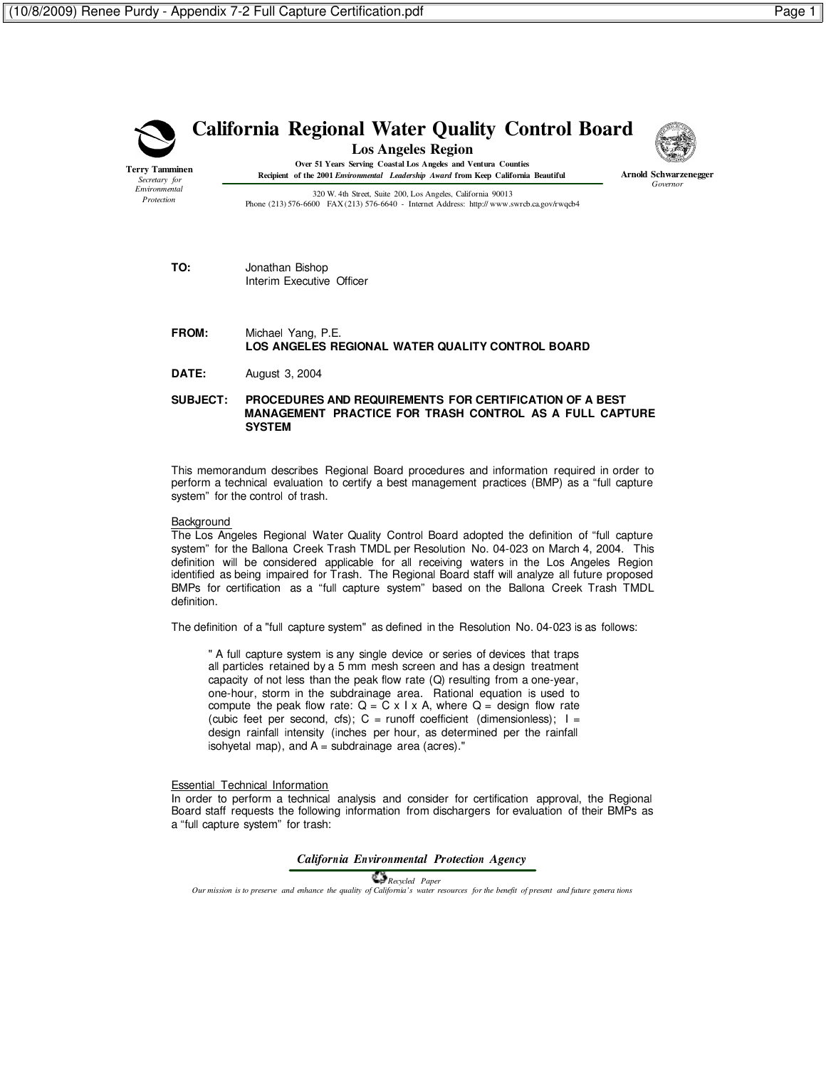# California Regional Water Quality Control Board

## Los Angeles Region

**Over 51 Years Serving Coastal Los Angeles and Ventura Counties**
**Recipient of the 2001 *Environmental Leadership Award* from Keep California Beautiful**

320 W. 4th Street, Suite 200, Los Angeles, California 90013
Phone (213) 576-6600 FAX (213) 576-6640 - Internet Address: http://www.swrcb.ca.gov/rwqcb4

**Terry Tamminen**
*Secretary for Environmental Protection*

**Arnold Schwarzenegger**
*Governor*

**TO:** Jonathan Bishop
Interim Executive Officer

**FROM:** Michael Yang, P.E.
**LOS ANGELES REGIONAL WATER QUALITY CONTROL BOARD**

**DATE:** August 3, 2004

**SUBJECT: PROCEDURES AND REQUIREMENTS FOR CERTIFICATION OF A BEST MANAGEMENT PRACTICE FOR TRASH CONTROL AS A FULL CAPTURE SYSTEM**

This memorandum describes Regional Board procedures and information required in order to perform a technical evaluation to certify a best management practices (BMP) as a "full capture system" for the control of trash.

Background

The Los Angeles Regional Water Quality Control Board adopted the definition of "full capture system" for the Ballona Creek Trash TMDL per Resolution No. 04-023 on March 4, 2004. This definition will be considered applicable for all receiving waters in the Los Angeles Region identified as being impaired for Trash. The Regional Board staff will analyze all future proposed BMPs for certification as a "full capture system" based on the Ballona Creek Trash TMDL definition.

The definition of a "full capture system" as defined in the Resolution No. 04-023 is as follows:

> " A full capture system is any single device or series of devices that traps all particles retained by a 5 mm mesh screen and has a design treatment capacity of not less than the peak flow rate (Q) resulting from a one-year, one-hour, storm in the subdrainage area. Rational equation is used to compute the peak flow rate: $Q = C \times I \times A$, where $Q$ = design flow rate (cubic feet per second, cfs); $C$ = runoff coefficient (dimensionless); $I$ = design rainfall intensity (inches per hour, as determined per the rainfall isohyetal map), and $A$ = subdrainage area (acres)."

Essential Technical Information

In order to perform a technical analysis and consider for certification approval, the Regional Board staff requests the following information from dischargers for evaluation of their BMPs as a "full capture system" for trash:

*California Environmental Protection Agency*

*Recycled Paper*

*Our mission is to preserve and enhance the quality of California's water resources for the benefit of present and future generations*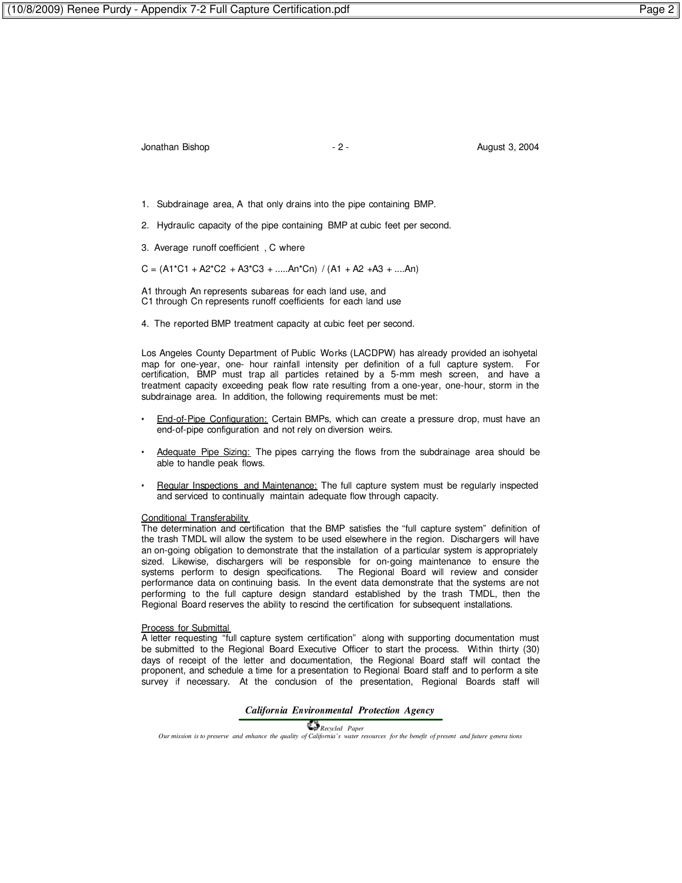1. Subdrainage area, A that only drains into the pipe containing BMP.

2. Hydraulic capacity of the pipe containing BMP at cubic feet per second.

3. Average runoff coefficient , C where

$$C = (A_1 C_1 + A_2 C_2 + A_3 C_3 + \ldots A_n C_n) / (A_1 + A_2 + A_3 + \ldots A_n)$$

$A_1$ through $A_n$ represents subareas for each land use, and
$C_1$ through $C_n$ represents runoff coefficients for each land use

4. The reported BMP treatment capacity at cubic feet per second.

Los Angeles County Department of Public Works (LACDPW) has already provided an isohyetal map for one-year, one- hour rainfall intensity per definition of a full capture system. For certification, BMP must trap all particles retained by a 5-mm mesh screen, and have a treatment capacity exceeding peak flow rate resulting from a one-year, one-hour, storm in the subdrainage area. In addition, the following requirements must be met:

- End-of-Pipe Configuration: Certain BMPs, which can create a pressure drop, must have an end-of-pipe configuration and not rely on diversion weirs.

- Adequate Pipe Sizing: The pipes carrying the flows from the subdrainage area should be able to handle peak flows.

- Regular Inspections and Maintenance: The full capture system must be regularly inspected and serviced to continually maintain adequate flow through capacity.

Conditional Transferability

The determination and certification that the BMP satisfies the "full capture system" definition of the trash TMDL will allow the system to be used elsewhere in the region. Dischargers will have an on-going obligation to demonstrate that the installation of a particular system is appropriately sized. Likewise, dischargers will be responsible for on-going maintenance to ensure the systems perform to design specifications. The Regional Board will review and consider performance data on continuing basis. In the event data demonstrate that the systems are not performing to the full capture design standard established by the trash TMDL, then the Regional Board reserves the ability to rescind the certification for subsequent installations.

Process for Submittal

A letter requesting "full capture system certification" along with supporting documentation must be submitted to the Regional Board Executive Officer to start the process. Within thirty (30) days of receipt of the letter and documentation, the Regional Board staff will contact the proponent, and schedule a time for a presentation to Regional Board staff and to perform a site survey if necessary. At the conclusion of the presentation, Regional Boards staff will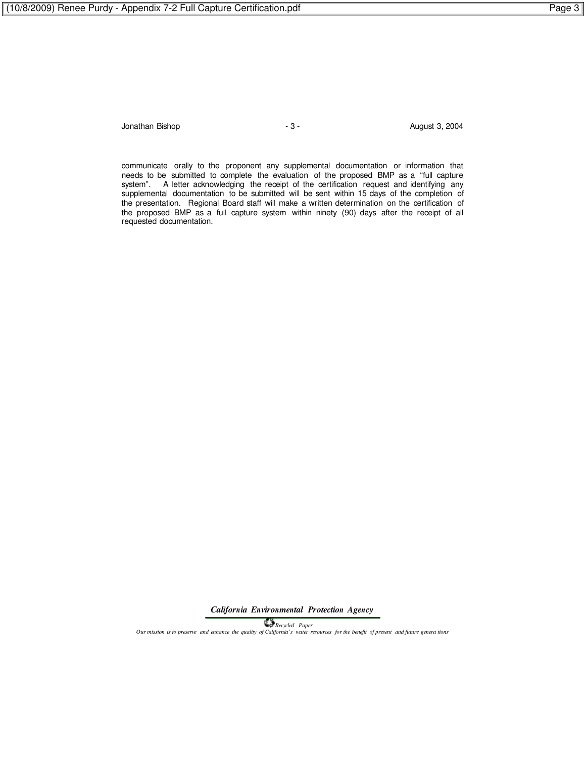communicate orally to the proponent any supplemental documentation or information that needs to be submitted to complete the evaluation of the proposed BMP as a "full capture system". A letter acknowledging the receipt of the certification request and identifying any supplemental documentation to be submitted will be sent within 15 days of the completion of the presentation. Regional Board staff will make a written determination on the certification of the proposed BMP as a full capture system within ninety (90) days after the receipt of all requested documentation.